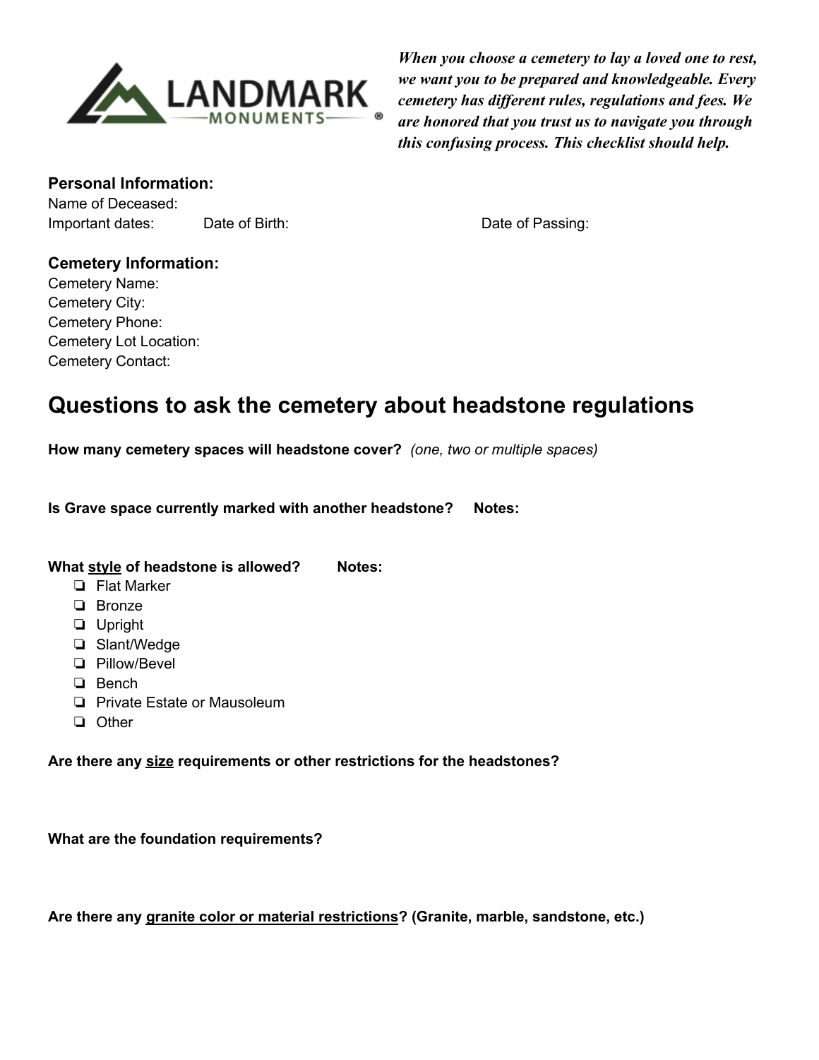LANDMARK MONUMENTS®

*When you choose a cemetery to lay a loved one to rest, we want you to be prepared and knowledgeable. Every cemetery has different rules, regulations and fees. We are honored that you trust us to navigate you through this confusing process. This checklist should help.*

**Personal Information:**

Name of Deceased:

Important dates: Date of Birth: Date of Passing:

**Cemetery Information:**

Cemetery Name:

Cemetery City:

Cemetery Phone:

Cemetery Lot Location:

Cemetery Contact:

## Questions to ask the cemetery about headstone regulations

**How many cemetery spaces will headstone cover?** *(one, two or multiple spaces)*

**Is Grave space currently marked with another headstone? Notes:**

**What style of headstone is allowed? Notes:**

- ❏ Flat Marker
- ❏ Bronze
- ❏ Upright
- ❏ Slant/Wedge
- ❏ Pillow/Bevel
- ❏ Bench
- ❏ Private Estate or Mausoleum
- ❏ Other

**Are there any size requirements or other restrictions for the headstones?**

**What are the foundation requirements?**

**Are there any granite color or material restrictions? (Granite, marble, sandstone, etc.)**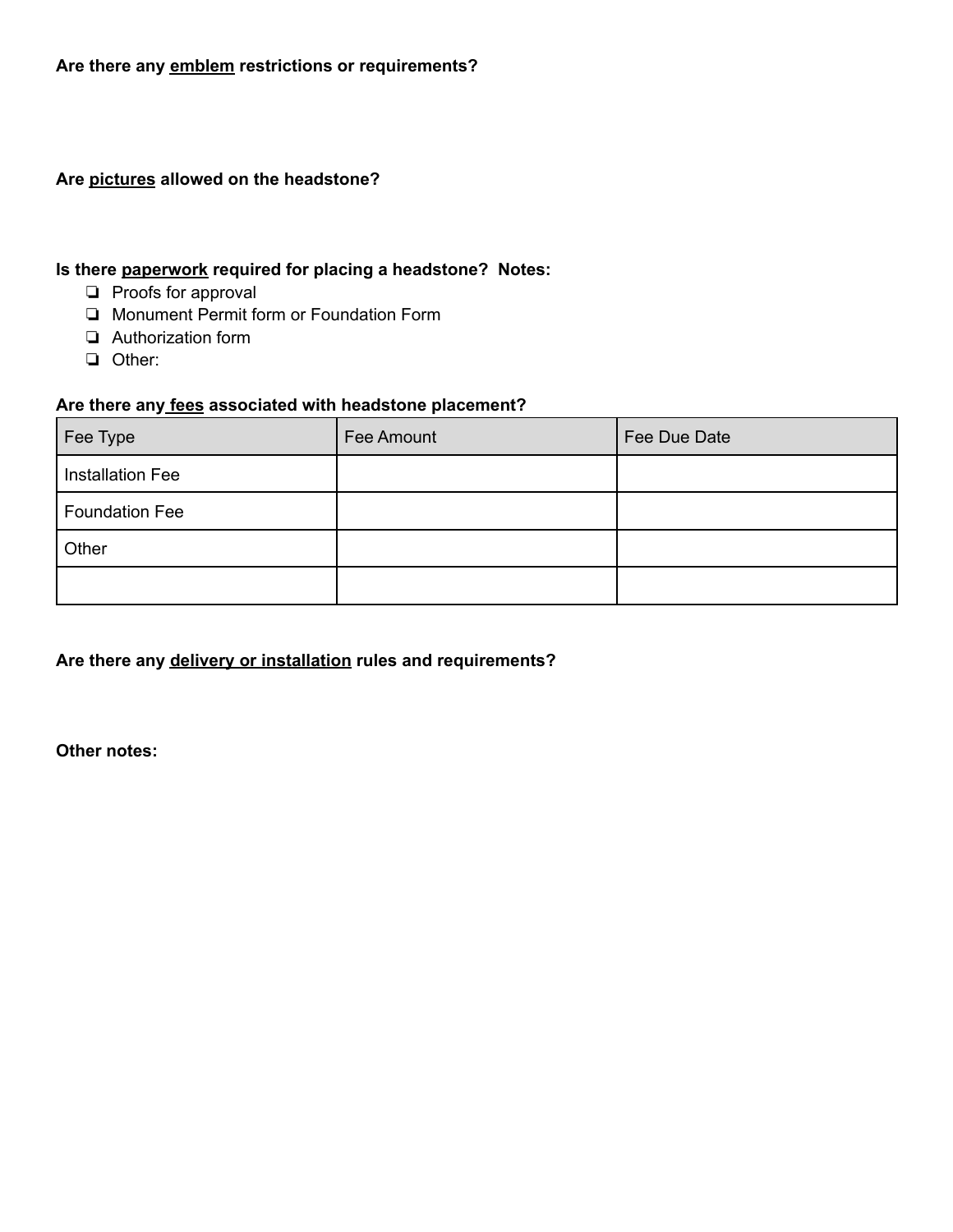**Are there any <u>emblem</u> restrictions or requirements?**

**Are <u>pictures</u> allowed on the headstone?**

**Is there <u>paperwork</u> required for placing a headstone? Notes:**

- ❏ Proofs for approval
- ❏ Monument Permit form or Foundation Form
- ❏ Authorization form
- ❏ Other:

**Are there any <u>fees</u> associated with headstone placement?**

| Fee Type | Fee Amount | Fee Due Date |
|---|---|---|
| Installation Fee | | |
| Foundation Fee | | |
| Other | | |
| | | |

**Are there any <u>delivery or installation</u> rules and requirements?**

**Other notes:**